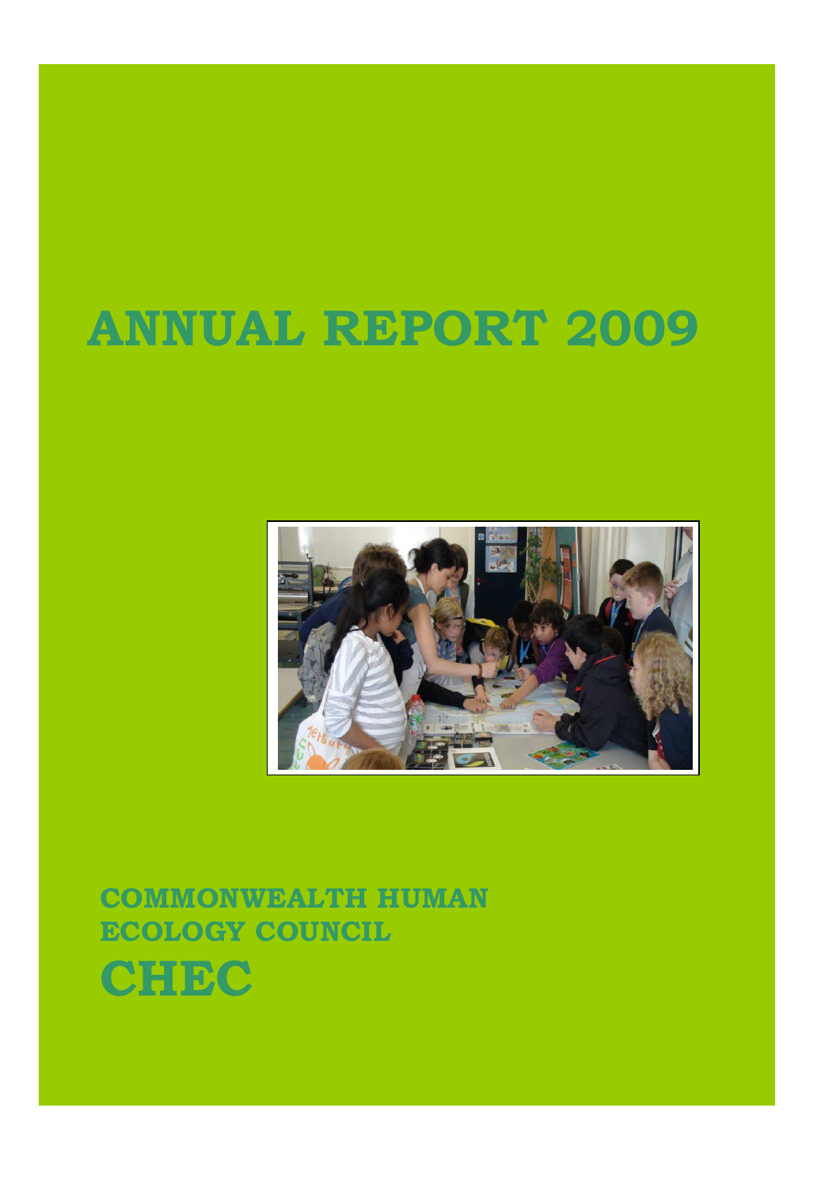# ANNUAL REPORT 2009

**COMMONWEALTH HUMAN ECOLOGY COUNCIL**

# CHEC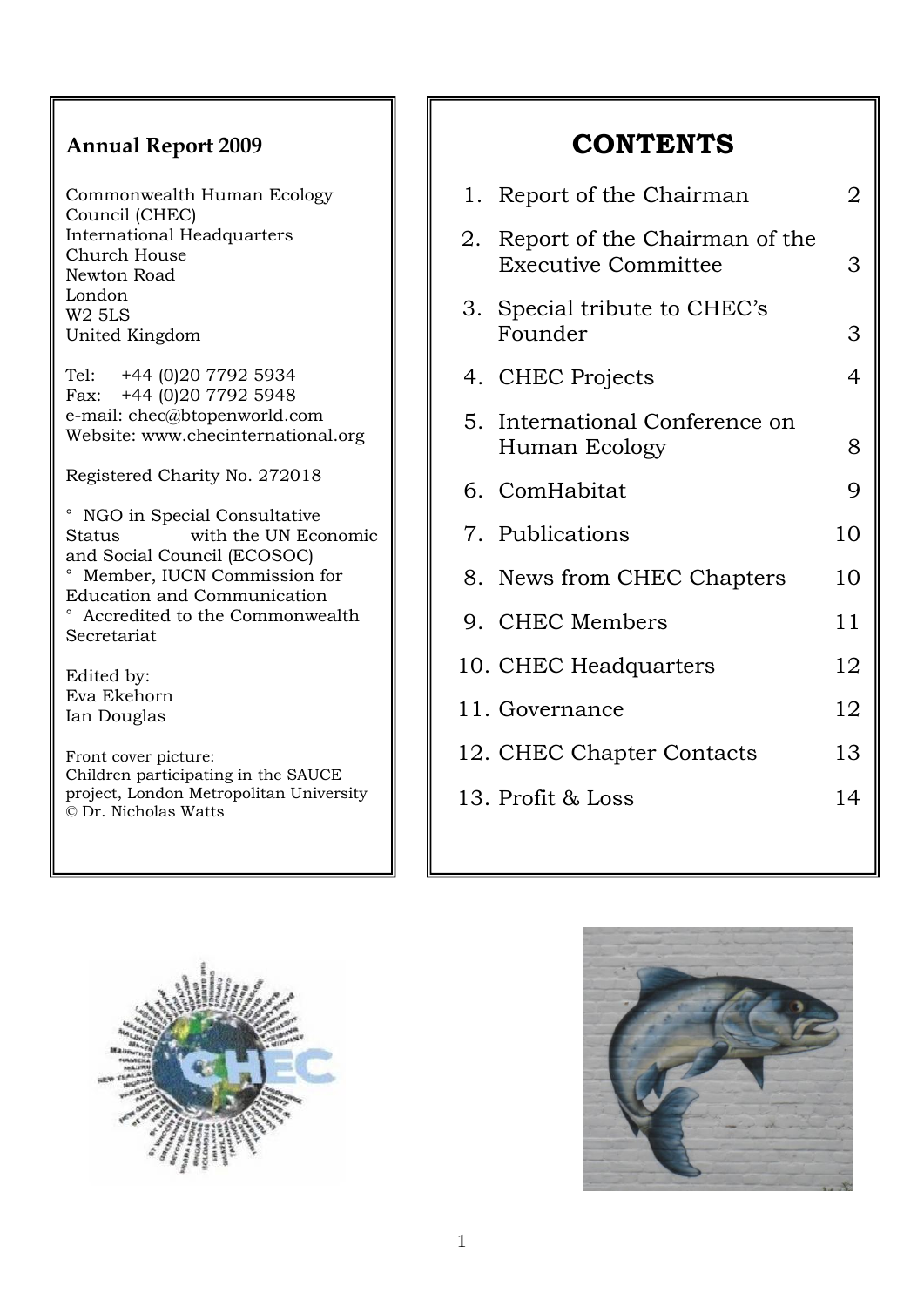**Annual Report 2009**

Commonwealth Human Ecology Council (CHEC)
International Headquarters
Church House
Newton Road
London
W2 5LS
United Kingdom

Tel: +44 (0)20 7792 5934
Fax: +44 (0)20 7792 5948
e-mail: chec@btopenworld.com
Website: www.checinternational.org

Registered Charity No. 272018

° NGO in Special Consultative Status with the UN Economic and Social Council (ECOSOC)
° Member, IUCN Commission for Education and Communication
° Accredited to the Commonwealth Secretariat

Edited by:
Eva Ekehorn
Ian Douglas

Front cover picture:
Children participating in the SAUCE project, London Metropolitan University
© Dr. Nicholas Watts

# CONTENTS

| | | |
|---|---|---|
| 1. | Report of the Chairman | 2 |
| 2. | Report of the Chairman of the Executive Committee | 3 |
| 3. | Special tribute to CHEC's Founder | 3 |
| 4. | CHEC Projects | 4 |
| 5. | International Conference on Human Ecology | 8 |
| 6. | ComHabitat | 9 |
| 7. | Publications | 10 |
| 8. | News from CHEC Chapters | 10 |
| 9. | CHEC Members | 11 |
| 10. | CHEC Headquarters | 12 |
| 11. | Governance | 12 |
| 12. | CHEC Chapter Contacts | 13 |
| 13. | Profit & Loss | 14 |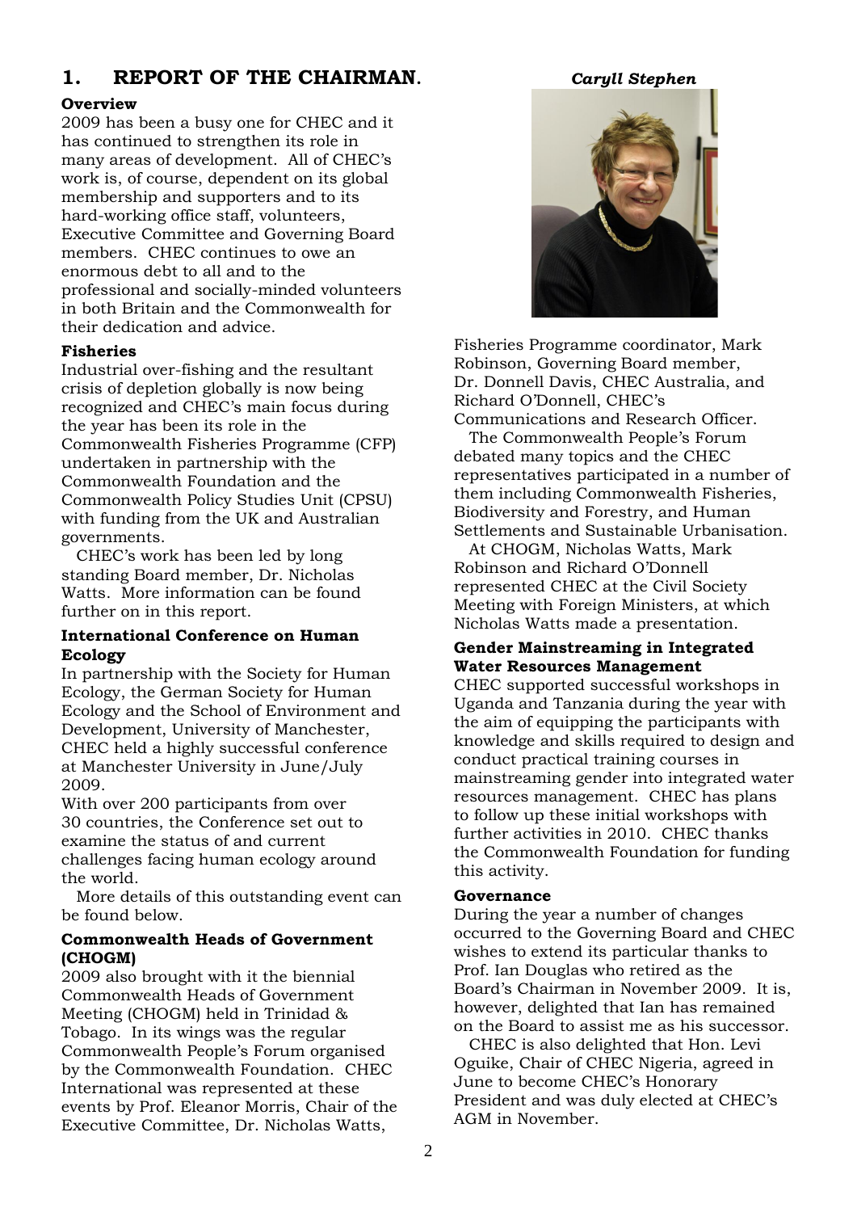## 1. REPORT OF THE CHAIRMAN.

*Caryll Stephen*

### Overview

2009 has been a busy one for CHEC and it has continued to strengthen its role in many areas of development. All of CHEC's work is, of course, dependent on its global membership and supporters and to its hard-working office staff, volunteers, Executive Committee and Governing Board members. CHEC continues to owe an enormous debt to all and to the professional and socially-minded volunteers in both Britain and the Commonwealth for their dedication and advice.

### Fisheries

Industrial over-fishing and the resultant crisis of depletion globally is now being recognized and CHEC's main focus during the year has been its role in the Commonwealth Fisheries Programme (CFP) undertaken in partnership with the Commonwealth Foundation and the Commonwealth Policy Studies Unit (CPSU) with funding from the UK and Australian governments.

CHEC's work has been led by long standing Board member, Dr. Nicholas Watts. More information can be found further on in this report.

### International Conference on Human Ecology

In partnership with the Society for Human Ecology, the German Society for Human Ecology and the School of Environment and Development, University of Manchester, CHEC held a highly successful conference at Manchester University in June/July 2009.

With over 200 participants from over 30 countries, the Conference set out to examine the status of and current challenges facing human ecology around the world.

More details of this outstanding event can be found below.

### Commonwealth Heads of Government (CHOGM)

2009 also brought with it the biennial Commonwealth Heads of Government Meeting (CHOGM) held in Trinidad & Tobago. In its wings was the regular Commonwealth People's Forum organised by the Commonwealth Foundation. CHEC International was represented at these events by Prof. Eleanor Morris, Chair of the Executive Committee, Dr. Nicholas Watts, Fisheries Programme coordinator, Mark Robinson, Governing Board member, Dr. Donnell Davis, CHEC Australia, and Richard O'Donnell, CHEC's Communications and Research Officer.

The Commonwealth People's Forum debated many topics and the CHEC representatives participated in a number of them including Commonwealth Fisheries, Biodiversity and Forestry, and Human Settlements and Sustainable Urbanisation.

At CHOGM, Nicholas Watts, Mark Robinson and Richard O'Donnell represented CHEC at the Civil Society Meeting with Foreign Ministers, at which Nicholas Watts made a presentation.

### Gender Mainstreaming in Integrated Water Resources Management

CHEC supported successful workshops in Uganda and Tanzania during the year with the aim of equipping the participants with knowledge and skills required to design and conduct practical training courses in mainstreaming gender into integrated water resources management. CHEC has plans to follow up these initial workshops with further activities in 2010. CHEC thanks the Commonwealth Foundation for funding this activity.

### Governance

During the year a number of changes occurred to the Governing Board and CHEC wishes to extend its particular thanks to Prof. Ian Douglas who retired as the Board's Chairman in November 2009. It is, however, delighted that Ian has remained on the Board to assist me as his successor.

CHEC is also delighted that Hon. Levi Oguike, Chair of CHEC Nigeria, agreed in June to become CHEC's Honorary President and was duly elected at CHEC's AGM in November.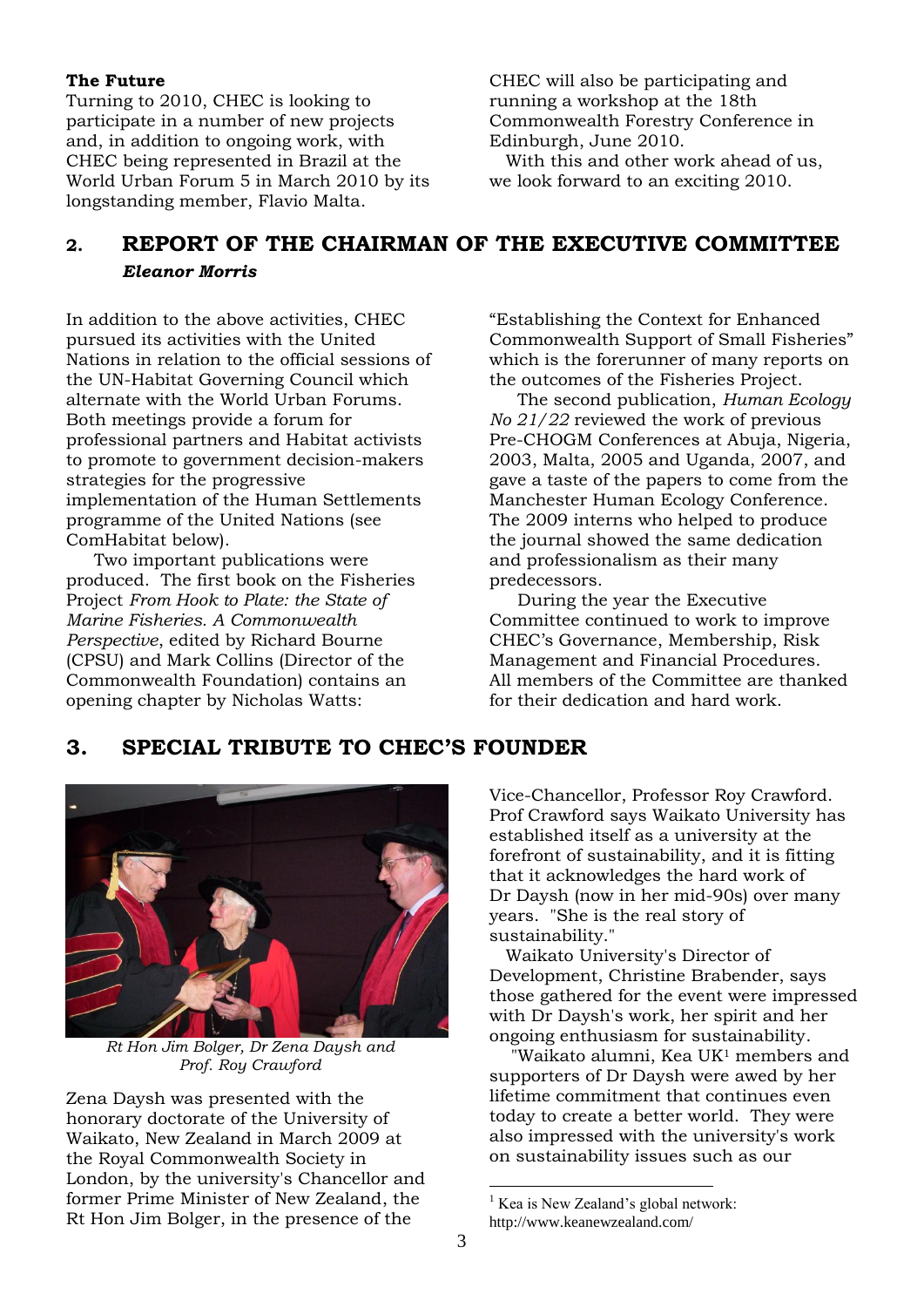**The Future**

Turning to 2010, CHEC is looking to participate in a number of new projects and, in addition to ongoing work, with CHEC being represented in Brazil at the World Urban Forum 5 in March 2010 by its longstanding member, Flavio Malta.

CHEC will also be participating and running a workshop at the 18th Commonwealth Forestry Conference in Edinburgh, June 2010.

With this and other work ahead of us, we look forward to an exciting 2010.

## 2. REPORT OF THE CHAIRMAN OF THE EXECUTIVE COMMITTEE

***Eleanor Morris***

In addition to the above activities, CHEC pursued its activities with the United Nations in relation to the official sessions of the UN-Habitat Governing Council which alternate with the World Urban Forums. Both meetings provide a forum for professional partners and Habitat activists to promote to government decision-makers strategies for the progressive implementation of the Human Settlements programme of the United Nations (see ComHabitat below).

Two important publications were produced. The first book on the Fisheries Project *From Hook to Plate: the State of Marine Fisheries. A Commonwealth Perspective*, edited by Richard Bourne (CPSU) and Mark Collins (Director of the Commonwealth Foundation) contains an opening chapter by Nicholas Watts: "Establishing the Context for Enhanced Commonwealth Support of Small Fisheries" which is the forerunner of many reports on the outcomes of the Fisheries Project.

The second publication, *Human Ecology No 21/22* reviewed the work of previous Pre-CHOGM Conferences at Abuja, Nigeria, 2003, Malta, 2005 and Uganda, 2007, and gave a taste of the papers to come from the Manchester Human Ecology Conference. The 2009 interns who helped to produce the journal showed the same dedication and professionalism as their many predecessors.

During the year the Executive Committee continued to work to improve CHEC's Governance, Membership, Risk Management and Financial Procedures. All members of the Committee are thanked for their dedication and hard work.

## 3. SPECIAL TRIBUTE TO CHEC'S FOUNDER

*Rt Hon Jim Bolger, Dr Zena Daysh and Prof. Roy Crawford*

Zena Daysh was presented with the honorary doctorate of the University of Waikato, New Zealand in March 2009 at the Royal Commonwealth Society in London, by the university's Chancellor and former Prime Minister of New Zealand, the Rt Hon Jim Bolger, in the presence of the Vice-Chancellor, Professor Roy Crawford. Prof Crawford says Waikato University has established itself as a university at the forefront of sustainability, and it is fitting that it acknowledges the hard work of Dr Daysh (now in her mid-90s) over many years. "She is the real story of sustainability."

Waikato University's Director of Development, Christine Brabender, says those gathered for the event were impressed with Dr Daysh's work, her spirit and her ongoing enthusiasm for sustainability.

"Waikato alumni, Kea UK[1] members and supporters of Dr Daysh were awed by her lifetime commitment that continues even today to create a better world. They were also impressed with the university's work on sustainability issues such as our

[1] Kea is New Zealand's global network: http://www.keanewzealand.com/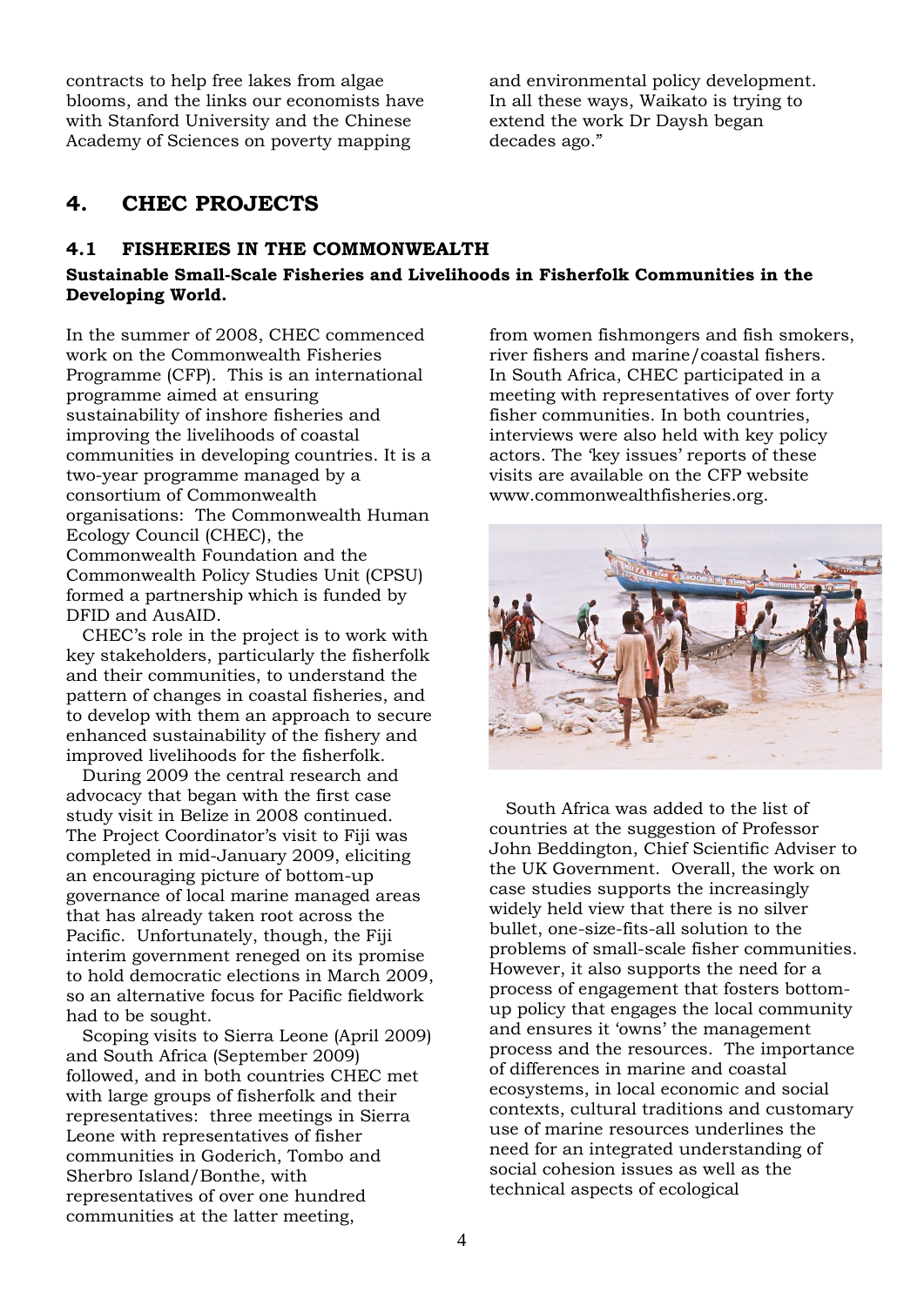contracts to help free lakes from algae blooms, and the links our economists have with Stanford University and the Chinese Academy of Sciences on poverty mapping and environmental policy development. In all these ways, Waikato is trying to extend the work Dr Daysh began decades ago."

## 4. CHEC PROJECTS

### 4.1 FISHERIES IN THE COMMONWEALTH

**Sustainable Small-Scale Fisheries and Livelihoods in Fisherfolk Communities in the Developing World.**

In the summer of 2008, CHEC commenced work on the Commonwealth Fisheries Programme (CFP). This is an international programme aimed at ensuring sustainability of inshore fisheries and improving the livelihoods of coastal communities in developing countries. It is a two-year programme managed by a consortium of Commonwealth organisations: The Commonwealth Human Ecology Council (CHEC), the Commonwealth Foundation and the Commonwealth Policy Studies Unit (CPSU) formed a partnership which is funded by DFID and AusAID.

CHEC's role in the project is to work with key stakeholders, particularly the fisherfolk and their communities, to understand the pattern of changes in coastal fisheries, and to develop with them an approach to secure enhanced sustainability of the fishery and improved livelihoods for the fisherfolk.

During 2009 the central research and advocacy that began with the first case study visit in Belize in 2008 continued. The Project Coordinator's visit to Fiji was completed in mid-January 2009, eliciting an encouraging picture of bottom-up governance of local marine managed areas that has already taken root across the Pacific. Unfortunately, though, the Fiji interim government reneged on its promise to hold democratic elections in March 2009, so an alternative focus for Pacific fieldwork had to be sought.

Scoping visits to Sierra Leone (April 2009) and South Africa (September 2009) followed, and in both countries CHEC met with large groups of fisherfolk and their representatives: three meetings in Sierra Leone with representatives of fisher communities in Goderich, Tombo and Sherbro Island/Bonthe, with representatives of over one hundred communities at the latter meeting, from women fishmongers and fish smokers, river fishers and marine/coastal fishers. In South Africa, CHEC participated in a meeting with representatives of over forty fisher communities. In both countries, interviews were also held with key policy actors. The 'key issues' reports of these visits are available on the CFP website www.commonwealthfisheries.org.

South Africa was added to the list of countries at the suggestion of Professor John Beddington, Chief Scientific Adviser to the UK Government. Overall, the work on case studies supports the increasingly widely held view that there is no silver bullet, one-size-fits-all solution to the problems of small-scale fisher communities. However, it also supports the need for a process of engagement that fosters bottom-up policy that engages the local community and ensures it 'owns' the management process and the resources. The importance of differences in marine and coastal ecosystems, in local economic and social contexts, cultural traditions and customary use of marine resources underlines the need for an integrated understanding of social cohesion issues as well as the technical aspects of ecological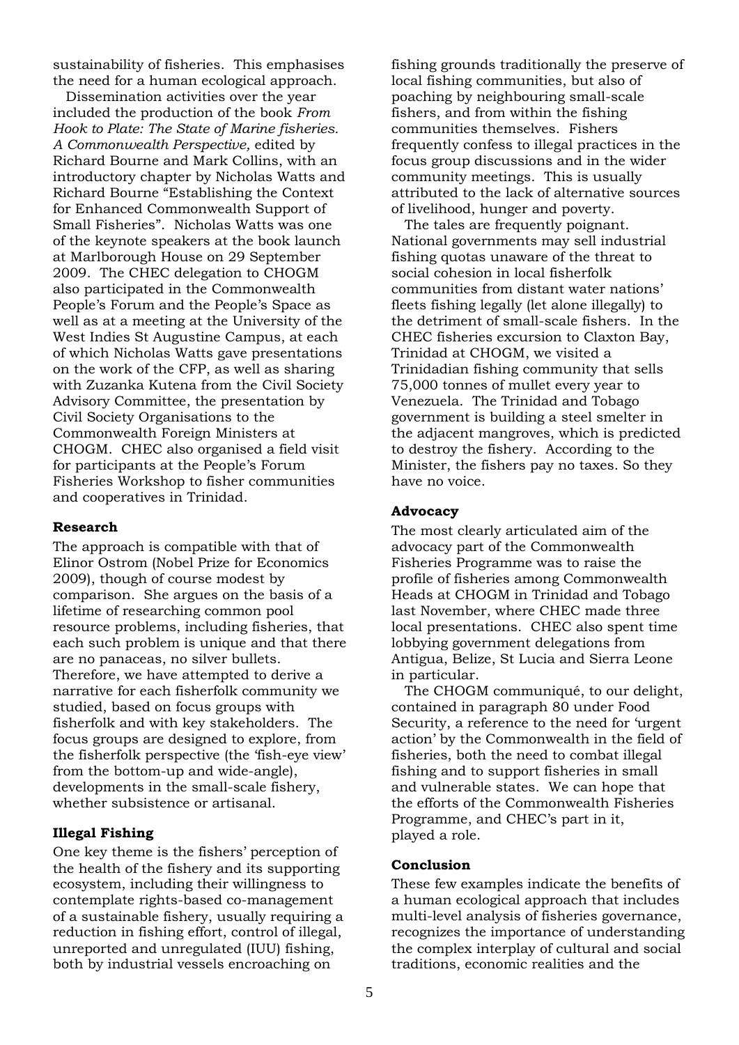sustainability of fisheries. This emphasises the need for a human ecological approach.

Dissemination activities over the year included the production of the book *From Hook to Plate: The State of Marine fisheries. A Commonwealth Perspective,* edited by Richard Bourne and Mark Collins, with an introductory chapter by Nicholas Watts and Richard Bourne "Establishing the Context for Enhanced Commonwealth Support of Small Fisheries". Nicholas Watts was one of the keynote speakers at the book launch at Marlborough House on 29 September 2009. The CHEC delegation to CHOGM also participated in the Commonwealth People's Forum and the People's Space as well as at a meeting at the University of the West Indies St Augustine Campus, at each of which Nicholas Watts gave presentations on the work of the CFP, as well as sharing with Zuzanka Kutena from the Civil Society Advisory Committee, the presentation by Civil Society Organisations to the Commonwealth Foreign Ministers at CHOGM. CHEC also organised a field visit for participants at the People's Forum Fisheries Workshop to fisher communities and cooperatives in Trinidad.

**Research**

The approach is compatible with that of Elinor Ostrom (Nobel Prize for Economics 2009), though of course modest by comparison. She argues on the basis of a lifetime of researching common pool resource problems, including fisheries, that each such problem is unique and that there are no panaceas, no silver bullets. Therefore, we have attempted to derive a narrative for each fisherfolk community we studied, based on focus groups with fisherfolk and with key stakeholders. The focus groups are designed to explore, from the fisherfolk perspective (the 'fish-eye view' from the bottom-up and wide-angle), developments in the small-scale fishery, whether subsistence or artisanal.

**Illegal Fishing**

One key theme is the fishers' perception of the health of the fishery and its supporting ecosystem, including their willingness to contemplate rights-based co-management of a sustainable fishery, usually requiring a reduction in fishing effort, control of illegal, unreported and unregulated (IUU) fishing, both by industrial vessels encroaching on fishing grounds traditionally the preserve of local fishing communities, but also of poaching by neighbouring small-scale fishers, and from within the fishing communities themselves. Fishers frequently confess to illegal practices in the focus group discussions and in the wider community meetings. This is usually attributed to the lack of alternative sources of livelihood, hunger and poverty.

The tales are frequently poignant. National governments may sell industrial fishing quotas unaware of the threat to social cohesion in local fisherfolk communities from distant water nations' fleets fishing legally (let alone illegally) to the detriment of small-scale fishers. In the CHEC fisheries excursion to Claxton Bay, Trinidad at CHOGM, we visited a Trinidadian fishing community that sells 75,000 tonnes of mullet every year to Venezuela. The Trinidad and Tobago government is building a steel smelter in the adjacent mangroves, which is predicted to destroy the fishery. According to the Minister, the fishers pay no taxes. So they have no voice.

**Advocacy**

The most clearly articulated aim of the advocacy part of the Commonwealth Fisheries Programme was to raise the profile of fisheries among Commonwealth Heads at CHOGM in Trinidad and Tobago last November, where CHEC made three local presentations. CHEC also spent time lobbying government delegations from Antigua, Belize, St Lucia and Sierra Leone in particular.

The CHOGM communiqué, to our delight, contained in paragraph 80 under Food Security, a reference to the need for 'urgent action' by the Commonwealth in the field of fisheries, both the need to combat illegal fishing and to support fisheries in small and vulnerable states. We can hope that the efforts of the Commonwealth Fisheries Programme, and CHEC's part in it, played a role.

**Conclusion**

These few examples indicate the benefits of a human ecological approach that includes multi-level analysis of fisheries governance, recognizes the importance of understanding the complex interplay of cultural and social traditions, economic realities and the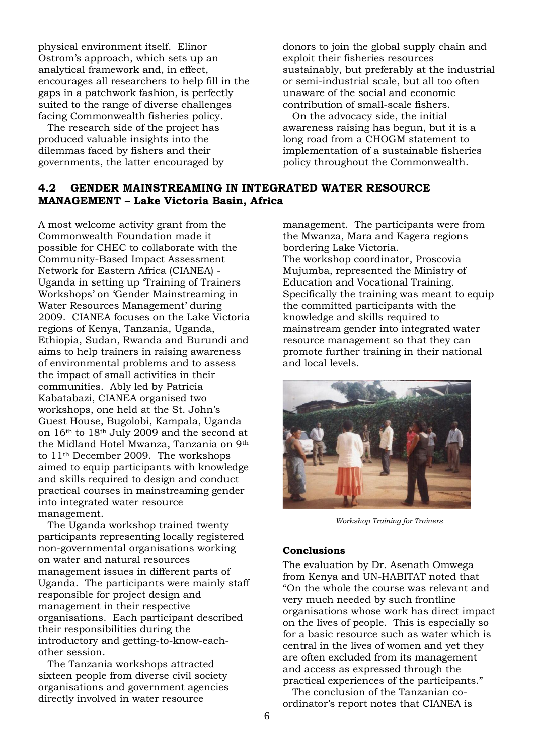physical environment itself. Elinor Ostrom's approach, which sets up an analytical framework and, in effect, encourages all researchers to help fill in the gaps in a patchwork fashion, is perfectly suited to the range of diverse challenges facing Commonwealth fisheries policy.

The research side of the project has produced valuable insights into the dilemmas faced by fishers and their governments, the latter encouraged by donors to join the global supply chain and exploit their fisheries resources sustainably, but preferably at the industrial or semi-industrial scale, but all too often unaware of the social and economic contribution of small-scale fishers.

On the advocacy side, the initial awareness raising has begun, but it is a long road from a CHOGM statement to implementation of a sustainable fisheries policy throughout the Commonwealth.

## 4.2 GENDER MAINSTREAMING IN INTEGRATED WATER RESOURCE MANAGEMENT – Lake Victoria Basin, Africa

A most welcome activity grant from the Commonwealth Foundation made it possible for CHEC to collaborate with the Community-Based Impact Assessment Network for Eastern Africa (CIANEA) - Uganda in setting up 'Training of Trainers Workshops' on 'Gender Mainstreaming in Water Resources Management' during 2009. CIANEA focuses on the Lake Victoria regions of Kenya, Tanzania, Uganda, Ethiopia, Sudan, Rwanda and Burundi and aims to help trainers in raising awareness of environmental problems and to assess the impact of small activities in their communities. Ably led by Patricia Kabatabazi, CIANEA organised two workshops, one held at the St. John's Guest House, Bugolobi, Kampala, Uganda on 16th to 18th July 2009 and the second at the Midland Hotel Mwanza, Tanzania on 9th to 11th December 2009. The workshops aimed to equip participants with knowledge and skills required to design and conduct practical courses in mainstreaming gender into integrated water resource management.

The Uganda workshop trained twenty participants representing locally registered non-governmental organisations working on water and natural resources management issues in different parts of Uganda. The participants were mainly staff responsible for project design and management in their respective organisations. Each participant described their responsibilities during the introductory and getting-to-know-each-other session.

The Tanzania workshops attracted sixteen people from diverse civil society organisations and government agencies directly involved in water resource management. The participants were from the Mwanza, Mara and Kagera regions bordering Lake Victoria.

The workshop coordinator, Proscovia Mujumba, represented the Ministry of Education and Vocational Training. Specifically the training was meant to equip the committed participants with the knowledge and skills required to mainstream gender into integrated water resource management so that they can promote further training in their national and local levels.

*Workshop Training for Trainers*

### Conclusions

The evaluation by Dr. Asenath Omwega from Kenya and UN-HABITAT noted that "On the whole the course was relevant and very much needed by such frontline organisations whose work has direct impact on the lives of people. This is especially so for a basic resource such as water which is central in the lives of women and yet they are often excluded from its management and access as expressed through the practical experiences of the participants."

The conclusion of the Tanzanian co-ordinator's report notes that CIANEA is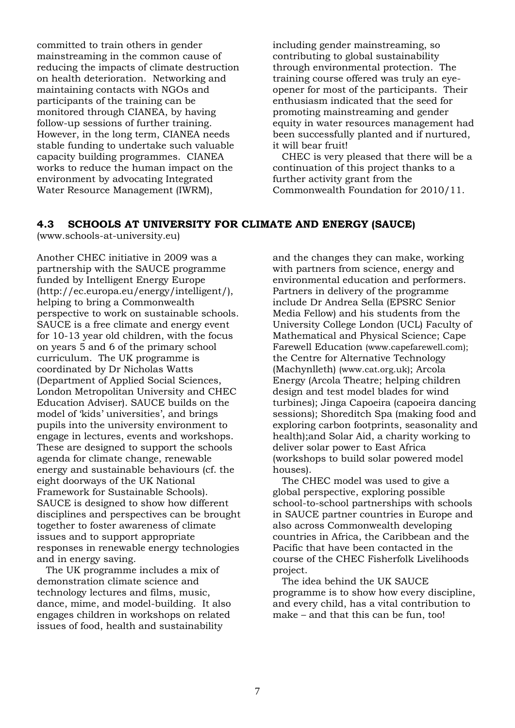committed to train others in gender mainstreaming in the common cause of reducing the impacts of climate destruction on health deterioration. Networking and maintaining contacts with NGOs and participants of the training can be monitored through CIANEA, by having follow-up sessions of further training. However, in the long term, CIANEA needs stable funding to undertake such valuable capacity building programmes. CIANEA works to reduce the human impact on the environment by advocating Integrated Water Resource Management (IWRM), including gender mainstreaming, so contributing to global sustainability through environmental protection. The training course offered was truly an eye-opener for most of the participants. Their enthusiasm indicated that the seed for promoting mainstreaming and gender equity in water resources management had been successfully planted and if nurtured, it will bear fruit!

CHEC is very pleased that there will be a continuation of this project thanks to a further activity grant from the Commonwealth Foundation for 2010/11.

## 4.3 SCHOOLS AT UNIVERSITY FOR CLIMATE AND ENERGY (SAUCE)

(www.schools-at-university.eu)

Another CHEC initiative in 2009 was a partnership with the SAUCE programme funded by Intelligent Energy Europe (http://ec.europa.eu/energy/intelligent/), helping to bring a Commonwealth perspective to work on sustainable schools. SAUCE is a free climate and energy event for 10-13 year old children, with the focus on years 5 and 6 of the primary school curriculum. The UK programme is coordinated by Dr Nicholas Watts (Department of Applied Social Sciences, London Metropolitan University and CHEC Education Adviser). SAUCE builds on the model of 'kids' universities', and brings pupils into the university environment to engage in lectures, events and workshops. These are designed to support the schools agenda for climate change, renewable energy and sustainable behaviours (cf. the eight doorways of the UK National Framework for Sustainable Schools). SAUCE is designed to show how different disciplines and perspectives can be brought together to foster awareness of climate issues and to support appropriate responses in renewable energy technologies and in energy saving.

The UK programme includes a mix of demonstration climate science and technology lectures and films, music, dance, mime, and model-building. It also engages children in workshops on related issues of food, health and sustainability and the changes they can make, working with partners from science, energy and environmental education and performers. Partners in delivery of the programme include Dr Andrea Sella (EPSRC Senior Media Fellow) and his students from the University College London (UCL) Faculty of Mathematical and Physical Science; Cape Farewell Education (www.capefarewell.com); the Centre for Alternative Technology (Machynlleth) (www.cat.org.uk); Arcola Energy (Arcola Theatre; helping children design and test model blades for wind turbines); Jinga Capoeira (capoeira dancing sessions); Shoreditch Spa (making food and exploring carbon footprints, seasonality and health);and Solar Aid, a charity working to deliver solar power to East Africa (workshops to build solar powered model houses).

The CHEC model was used to give a global perspective, exploring possible school-to-school partnerships with schools in SAUCE partner countries in Europe and also across Commonwealth developing countries in Africa, the Caribbean and the Pacific that have been contacted in the course of the CHEC Fisherfolk Livelihoods project.

The idea behind the UK SAUCE programme is to show how every discipline, and every child, has a vital contribution to make – and that this can be fun, too!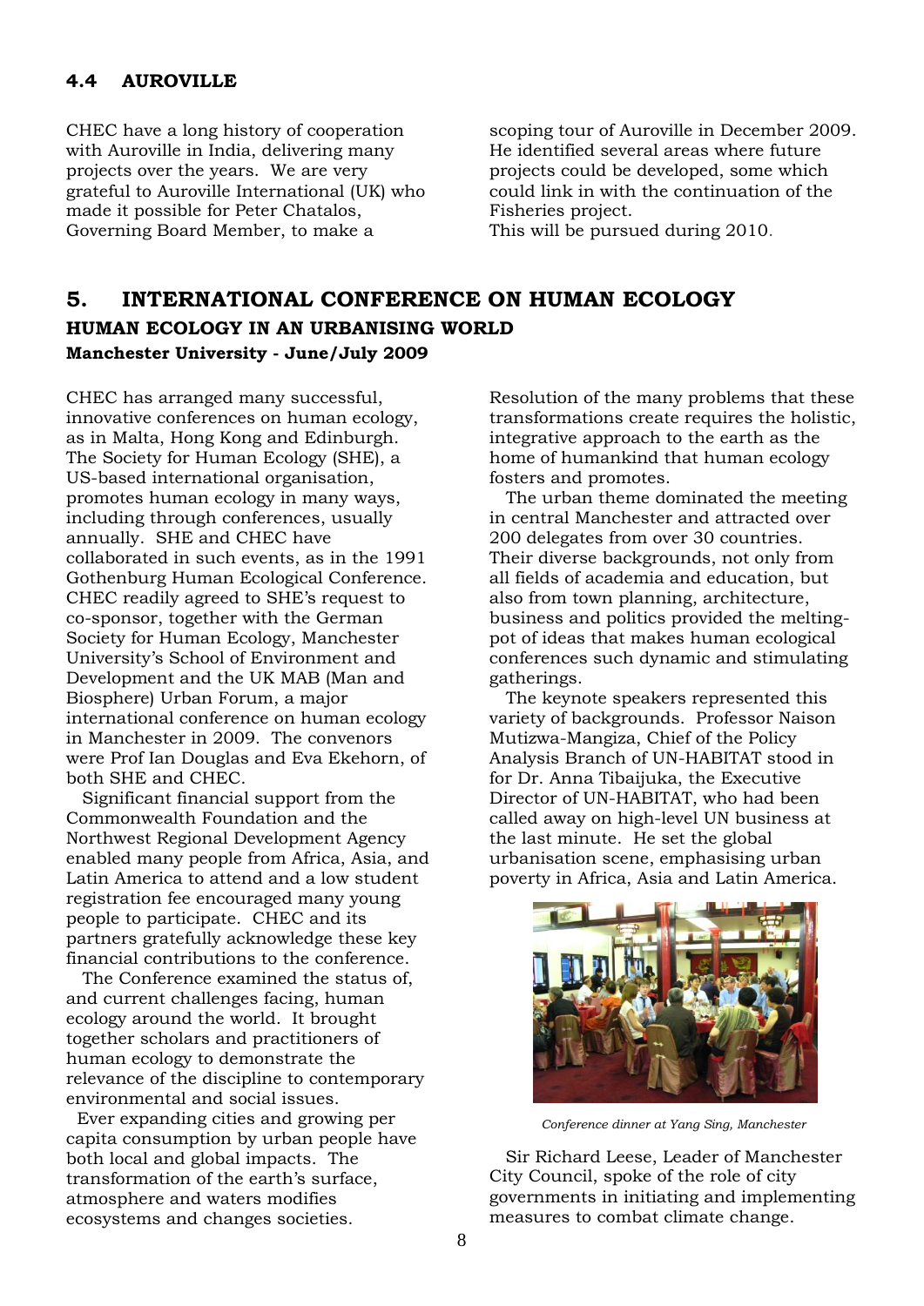### 4.4 AUROVILLE

CHEC have a long history of cooperation with Auroville in India, delivering many projects over the years. We are very grateful to Auroville International (UK) who made it possible for Peter Chatalos, Governing Board Member, to make a scoping tour of Auroville in December 2009. He identified several areas where future projects could be developed, some which could link in with the continuation of the Fisheries project.
This will be pursued during 2010.

## 5. INTERNATIONAL CONFERENCE ON HUMAN ECOLOGY

### HUMAN ECOLOGY IN AN URBANISING WORLD

**Manchester University - June/July 2009**

CHEC has arranged many successful, innovative conferences on human ecology, as in Malta, Hong Kong and Edinburgh. The Society for Human Ecology (SHE), a US-based international organisation, promotes human ecology in many ways, including through conferences, usually annually. SHE and CHEC have collaborated in such events, as in the 1991 Gothenburg Human Ecological Conference. CHEC readily agreed to SHE's request to co-sponsor, together with the German Society for Human Ecology, Manchester University's School of Environment and Development and the UK MAB (Man and Biosphere) Urban Forum, a major international conference on human ecology in Manchester in 2009. The convenors were Prof Ian Douglas and Eva Ekehorn, of both SHE and CHEC.

Significant financial support from the Commonwealth Foundation and the Northwest Regional Development Agency enabled many people from Africa, Asia, and Latin America to attend and a low student registration fee encouraged many young people to participate. CHEC and its partners gratefully acknowledge these key financial contributions to the conference.

The Conference examined the status of, and current challenges facing, human ecology around the world. It brought together scholars and practitioners of human ecology to demonstrate the relevance of the discipline to contemporary environmental and social issues.

Ever expanding cities and growing per capita consumption by urban people have both local and global impacts. The transformation of the earth's surface, atmosphere and waters modifies ecosystems and changes societies. Resolution of the many problems that these transformations create requires the holistic, integrative approach to the earth as the home of humankind that human ecology fosters and promotes.

The urban theme dominated the meeting in central Manchester and attracted over 200 delegates from over 30 countries. Their diverse backgrounds, not only from all fields of academia and education, but also from town planning, architecture, business and politics provided the melting-pot of ideas that makes human ecological conferences such dynamic and stimulating gatherings.

The keynote speakers represented this variety of backgrounds. Professor Naison Mutizwa-Mangiza, Chief of the Policy Analysis Branch of UN-HABITAT stood in for Dr. Anna Tibaijuka, the Executive Director of UN-HABITAT, who had been called away on high-level UN business at the last minute. He set the global urbanisation scene, emphasising urban poverty in Africa, Asia and Latin America.

*Conference dinner at Yang Sing, Manchester*

Sir Richard Leese, Leader of Manchester City Council, spoke of the role of city governments in initiating and implementing measures to combat climate change.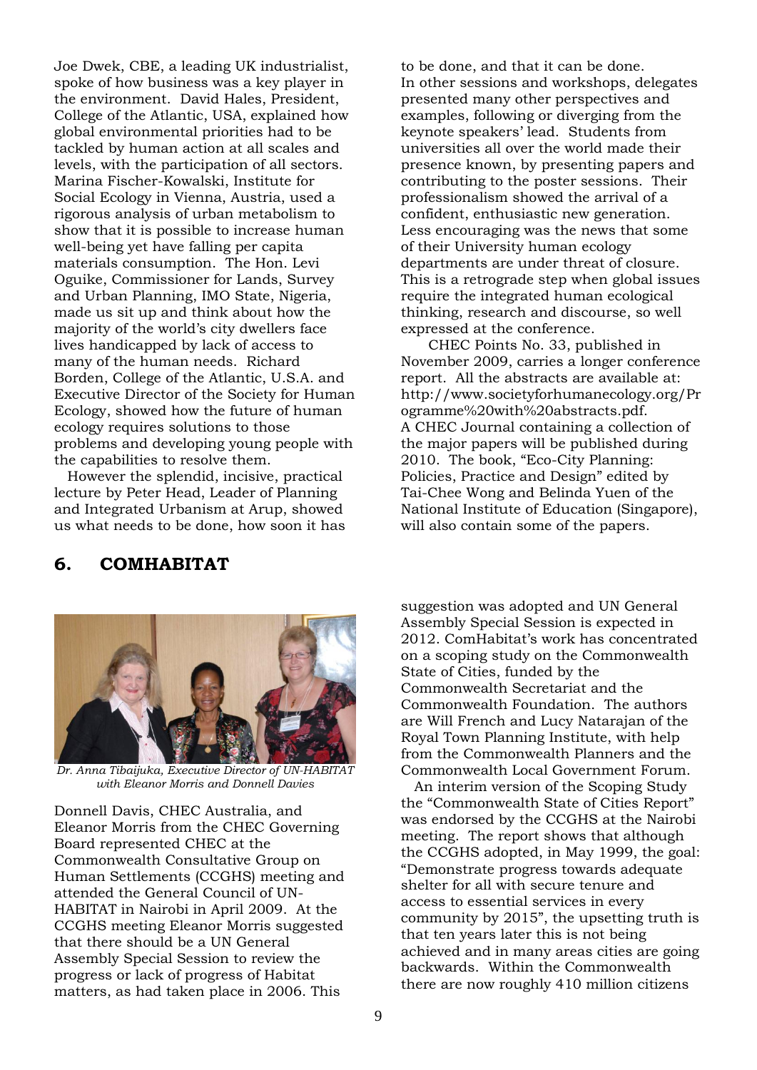Joe Dwek, CBE, a leading UK industrialist, spoke of how business was a key player in the environment. David Hales, President, College of the Atlantic, USA, explained how global environmental priorities had to be tackled by human action at all scales and levels, with the participation of all sectors. Marina Fischer-Kowalski, Institute for Social Ecology in Vienna, Austria, used a rigorous analysis of urban metabolism to show that it is possible to increase human well-being yet have falling per capita materials consumption. The Hon. Levi Oguike, Commissioner for Lands, Survey and Urban Planning, IMO State, Nigeria, made us sit up and think about how the majority of the world's city dwellers face lives handicapped by lack of access to many of the human needs. Richard Borden, College of the Atlantic, U.S.A. and Executive Director of the Society for Human Ecology, showed how the future of human ecology requires solutions to those problems and developing young people with the capabilities to resolve them.

However the splendid, incisive, practical lecture by Peter Head, Leader of Planning and Integrated Urbanism at Arup, showed us what needs to be done, how soon it has to be done, and that it can be done. In other sessions and workshops, delegates presented many other perspectives and examples, following or diverging from the keynote speakers' lead. Students from universities all over the world made their presence known, by presenting papers and contributing to the poster sessions. Their professionalism showed the arrival of a confident, enthusiastic new generation. Less encouraging was the news that some of their University human ecology departments are under threat of closure. This is a retrograde step when global issues require the integrated human ecological thinking, research and discourse, so well expressed at the conference.

CHEC Points No. 33, published in November 2009, carries a longer conference report. All the abstracts are available at: http://www.societyforhumanecology.org/Programme%20with%20abstracts.pdf. A CHEC Journal containing a collection of the major papers will be published during 2010. The book, "Eco-City Planning: Policies, Practice and Design" edited by Tai-Chee Wong and Belinda Yuen of the National Institute of Education (Singapore), will also contain some of the papers.

## 6. COMHABITAT

*Dr. Anna Tibaijuka, Executive Director of UN-HABITAT with Eleanor Morris and Donnell Davies*

Donnell Davis, CHEC Australia, and Eleanor Morris from the CHEC Governing Board represented CHEC at the Commonwealth Consultative Group on Human Settlements (CCGHS) meeting and attended the General Council of UN-HABITAT in Nairobi in April 2009. At the CCGHS meeting Eleanor Morris suggested that there should be a UN General Assembly Special Session to review the progress or lack of progress of Habitat matters, as had taken place in 2006. This suggestion was adopted and UN General Assembly Special Session is expected in 2012. ComHabitat's work has concentrated on a scoping study on the Commonwealth State of Cities, funded by the Commonwealth Secretariat and the Commonwealth Foundation. The authors are Will French and Lucy Natarajan of the Royal Town Planning Institute, with help from the Commonwealth Planners and the Commonwealth Local Government Forum.

An interim version of the Scoping Study the "Commonwealth State of Cities Report" was endorsed by the CCGHS at the Nairobi meeting. The report shows that although the CCGHS adopted, in May 1999, the goal: "Demonstrate progress towards adequate shelter for all with secure tenure and access to essential services in every community by 2015", the upsetting truth is that ten years later this is not being achieved and in many areas cities are going backwards. Within the Commonwealth there are now roughly 410 million citizens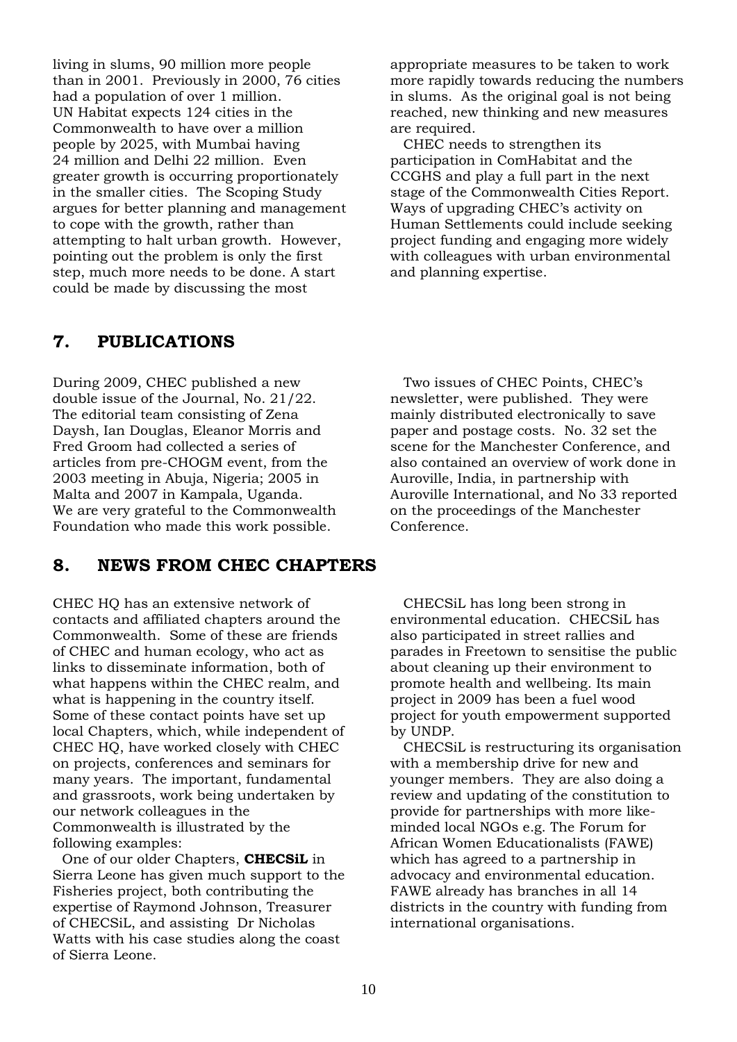living in slums, 90 million more people than in 2001. Previously in 2000, 76 cities had a population of over 1 million. UN Habitat expects 124 cities in the Commonwealth to have over a million people by 2025, with Mumbai having 24 million and Delhi 22 million. Even greater growth is occurring proportionately in the smaller cities. The Scoping Study argues for better planning and management to cope with the growth, rather than attempting to halt urban growth. However, pointing out the problem is only the first step, much more needs to be done. A start could be made by discussing the most appropriate measures to be taken to work more rapidly towards reducing the numbers in slums. As the original goal is not being reached, new thinking and new measures are required.

CHEC needs to strengthen its participation in ComHabitat and the CCGHS and play a full part in the next stage of the Commonwealth Cities Report. Ways of upgrading CHEC's activity on Human Settlements could include seeking project funding and engaging more widely with colleagues with urban environmental and planning expertise.

## 7. PUBLICATIONS

During 2009, CHEC published a new double issue of the Journal, No. 21/22. The editorial team consisting of Zena Daysh, Ian Douglas, Eleanor Morris and Fred Groom had collected a series of articles from pre-CHOGM event, from the 2003 meeting in Abuja, Nigeria; 2005 in Malta and 2007 in Kampala, Uganda. We are very grateful to the Commonwealth Foundation who made this work possible.

Two issues of CHEC Points, CHEC's newsletter, were published. They were mainly distributed electronically to save paper and postage costs. No. 32 set the scene for the Manchester Conference, and also contained an overview of work done in Auroville, India, in partnership with Auroville International, and No 33 reported on the proceedings of the Manchester Conference.

## 8. NEWS FROM CHEC CHAPTERS

CHEC HQ has an extensive network of contacts and affiliated chapters around the Commonwealth. Some of these are friends of CHEC and human ecology, who act as links to disseminate information, both of what happens within the CHEC realm, and what is happening in the country itself. Some of these contact points have set up local Chapters, which, while independent of CHEC HQ, have worked closely with CHEC on projects, conferences and seminars for many years. The important, fundamental and grassroots, work being undertaken by our network colleagues in the Commonwealth is illustrated by the following examples:

One of our older Chapters, **CHECSiL** in Sierra Leone has given much support to the Fisheries project, both contributing the expertise of Raymond Johnson, Treasurer of CHECSiL, and assisting Dr Nicholas Watts with his case studies along the coast of Sierra Leone.

CHECSiL has long been strong in environmental education. CHECSiL has also participated in street rallies and parades in Freetown to sensitise the public about cleaning up their environment to promote health and wellbeing. Its main project in 2009 has been a fuel wood project for youth empowerment supported by UNDP.

CHECSiL is restructuring its organisation with a membership drive for new and younger members. They are also doing a review and updating of the constitution to provide for partnerships with more like-minded local NGOs e.g. The Forum for African Women Educationalists (FAWE) which has agreed to a partnership in advocacy and environmental education. FAWE already has branches in all 14 districts in the country with funding from international organisations.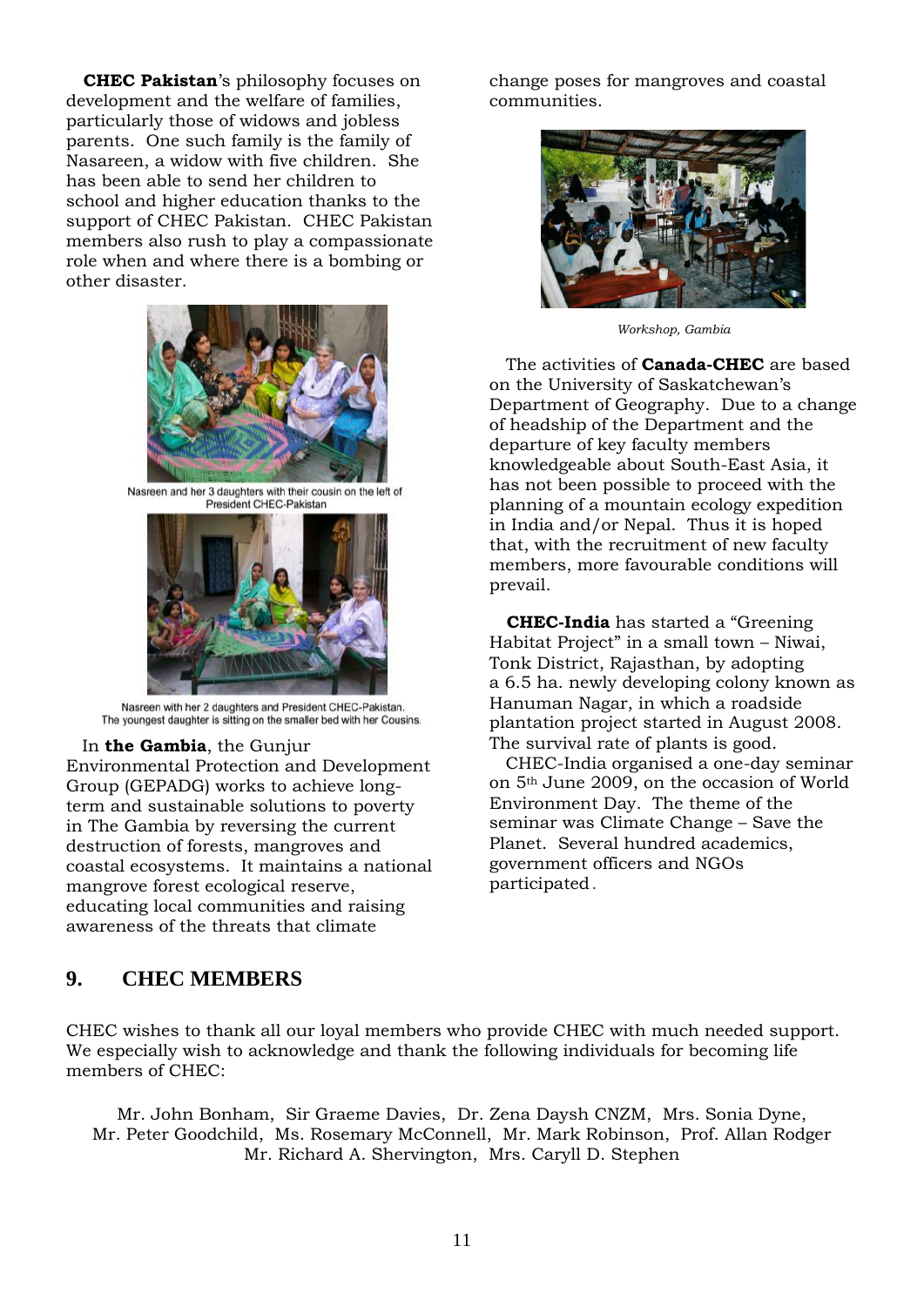**CHEC Pakistan**'s philosophy focuses on development and the welfare of families, particularly those of widows and jobless parents. One such family is the family of Nasareen, a widow with five children. She has been able to send her children to school and higher education thanks to the support of CHEC Pakistan. CHEC Pakistan members also rush to play a compassionate role when and where there is a bombing or other disaster.

Nasreen and her 3 daughters with their cousin on the left of President CHEC-Pakistan

Nasreen with her 2 daughters and President CHEC-Pakistan. The youngest daughter is sitting on the smaller bed with her Cousins.

In **the Gambia**, the Gunjur Environmental Protection and Development Group (GEPADG) works to achieve long-term and sustainable solutions to poverty in The Gambia by reversing the current destruction of forests, mangroves and coastal ecosystems. It maintains a national mangrove forest ecological reserve, educating local communities and raising awareness of the threats that climate change poses for mangroves and coastal communities.

*Workshop, Gambia*

The activities of **Canada-CHEC** are based on the University of Saskatchewan's Department of Geography. Due to a change of headship of the Department and the departure of key faculty members knowledgeable about South-East Asia, it has not been possible to proceed with the planning of a mountain ecology expedition in India and/or Nepal. Thus it is hoped that, with the recruitment of new faculty members, more favourable conditions will prevail.

**CHEC-India** has started a "Greening Habitat Project" in a small town – Niwai, Tonk District, Rajasthan, by adopting a 6.5 ha. newly developing colony known as Hanuman Nagar, in which a roadside plantation project started in August 2008. The survival rate of plants is good.

CHEC-India organised a one-day seminar on 5th June 2009, on the occasion of World Environment Day. The theme of the seminar was Climate Change – Save the Planet. Several hundred academics, government officers and NGOs participated.

## 9. CHEC MEMBERS

CHEC wishes to thank all our loyal members who provide CHEC with much needed support. We especially wish to acknowledge and thank the following individuals for becoming life members of CHEC:

Mr. John Bonham, Sir Graeme Davies, Dr. Zena Daysh CNZM, Mrs. Sonia Dyne, Mr. Peter Goodchild, Ms. Rosemary McConnell, Mr. Mark Robinson, Prof. Allan Rodger Mr. Richard A. Shervington, Mrs. Caryll D. Stephen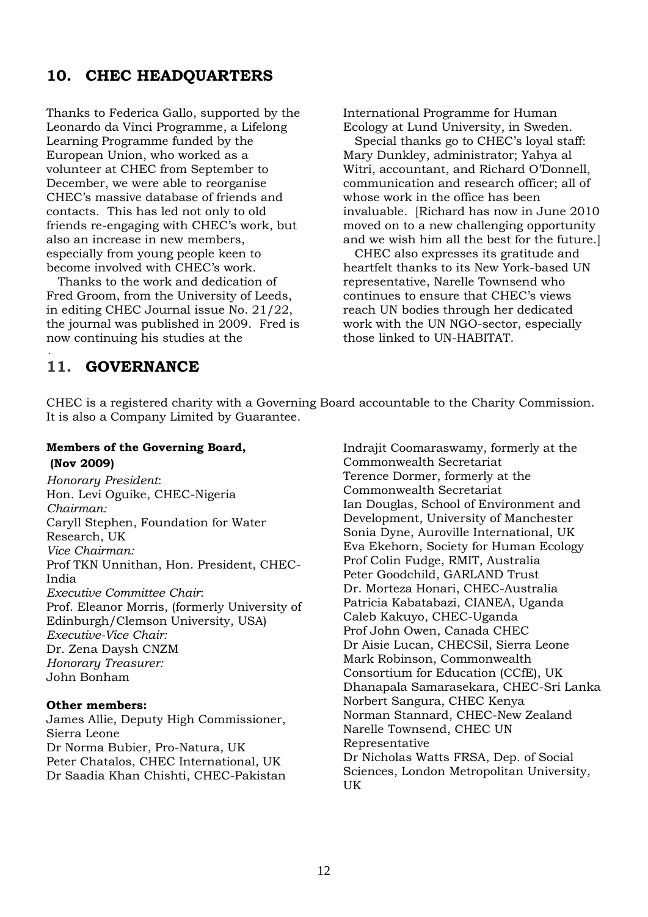## 10. CHEC HEADQUARTERS

Thanks to Federica Gallo, supported by the Leonardo da Vinci Programme, a Lifelong Learning Programme funded by the European Union, who worked as a volunteer at CHEC from September to December, we were able to reorganise CHEC's massive database of friends and contacts. This has led not only to old friends re-engaging with CHEC's work, but also an increase in new members, especially from young people keen to become involved with CHEC's work.

Thanks to the work and dedication of Fred Groom, from the University of Leeds, in editing CHEC Journal issue No. 21/22, the journal was published in 2009. Fred is now continuing his studies at the International Programme for Human Ecology at Lund University, in Sweden.

Special thanks go to CHEC's loyal staff: Mary Dunkley, administrator; Yahya al Witri, accountant, and Richard O'Donnell, communication and research officer; all of whose work in the office has been invaluable. [Richard has now in June 2010 moved on to a new challenging opportunity and we wish him all the best for the future.]

CHEC also expresses its gratitude and heartfelt thanks to its New York-based UN representative, Narelle Townsend who continues to ensure that CHEC's views reach UN bodies through her dedicated work with the UN NGO-sector, especially those linked to UN-HABITAT.

## 11. GOVERNANCE

CHEC is a registered charity with a Governing Board accountable to the Charity Commission. It is also a Company Limited by Guarantee.

**Members of the Governing Board, (Nov 2009)**

*Honorary President*:
Hon. Levi Oguike, CHEC-Nigeria
*Chairman:*
Caryll Stephen, Foundation for Water Research, UK
*Vice Chairman:*
Prof TKN Unnithan, Hon. President, CHEC-India
*Executive Committee Chair*:
Prof. Eleanor Morris, (formerly University of Edinburgh/Clemson University, USA)
*Executive-Vice Chair:*
Dr. Zena Daysh CNZM
*Honorary Treasurer:*
John Bonham

**Other members:**

James Allie, Deputy High Commissioner, Sierra Leone
Dr Norma Bubier, Pro-Natura, UK
Peter Chatalos, CHEC International, UK
Dr Saadia Khan Chishti, CHEC-Pakistan
Indrajit Coomaraswamy, formerly at the Commonwealth Secretariat
Terence Dormer, formerly at the Commonwealth Secretariat
Ian Douglas, School of Environment and Development, University of Manchester
Sonia Dyne, Auroville International, UK
Eva Ekehorn, Society for Human Ecology
Prof Colin Fudge, RMIT, Australia
Peter Goodchild, GARLAND Trust
Dr. Morteza Honari, CHEC-Australia
Patricia Kabatabazi, CIANEA, Uganda
Caleb Kakuyo, CHEC-Uganda
Prof John Owen, Canada CHEC
Dr Aisie Lucan, CHECSil, Sierra Leone
Mark Robinson, Commonwealth Consortium for Education (CCfE), UK
Dhanapala Samarasekara, CHEC-Sri Lanka
Norbert Sangura, CHEC Kenya
Norman Stannard, CHEC-New Zealand
Narelle Townsend, CHEC UN Representative
Dr Nicholas Watts FRSA, Dep. of Social Sciences, London Metropolitan University, UK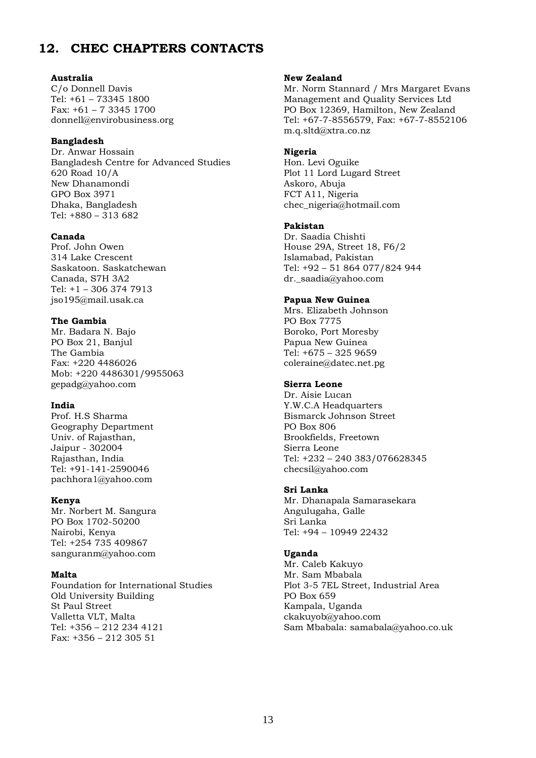## 12. CHEC CHAPTERS CONTACTS

**Australia**
C/o Donnell Davis
Tel: +61 – 73345 1800
Fax: +61 – 7 3345 1700
donnell@envirobusiness.org

**Bangladesh**
Dr. Anwar Hossain
Bangladesh Centre for Advanced Studies
620 Road 10/A
New Dhanamondi
GPO Box 3971
Dhaka, Bangladesh
Tel: +880 – 313 682

**Canada**
Prof. John Owen
314 Lake Crescent
Saskatoon. Saskatchewan
Canada, S7H 3A2
Tel: +1 – 306 374 7913
jso195@mail.usak.ca

**The Gambia**
Mr. Badara N. Bajo
PO Box 21, Banjul
The Gambia
Fax: +220 4486026
Mob: +220 4486301/9955063
gepadg@yahoo.com

**India**
Prof. H.S Sharma
Geography Department
Univ. of Rajasthan,
Jaipur - 302004
Rajasthan, India
Tel: +91-141-2590046
pachhora1@yahoo.com

**Kenya**
Mr. Norbert M. Sangura
PO Box 1702-50200
Nairobi, Kenya
Tel: +254 735 409867
sanguranm@yahoo.com

**Malta**
Foundation for International Studies
Old University Building
St Paul Street
Valletta VLT, Malta
Tel: +356 – 212 234 4121
Fax: +356 – 212 305 51

**New Zealand**
Mr. Norm Stannard / Mrs Margaret Evans
Management and Quality Services Ltd
PO Box 12369, Hamilton, New Zealand
Tel: +67-7-8556579, Fax: +67-7-8552106
m.q.sltd@xtra.co.nz

**Nigeria**
Hon. Levi Oguike
Plot 11 Lord Lugard Street
Askoro, Abuja
FCT A11, Nigeria
chec_nigeria@hotmail.com

**Pakistan**
Dr. Saadia Chishti
House 29A, Street 18, F6/2
Islamabad, Pakistan
Tel: +92 – 51 864 077/824 944
dr._saadia@yahoo.com

**Papua New Guinea**
Mrs. Elizabeth Johnson
PO Box 7775
Boroko, Port Moresby
Papua New Guinea
Tel: +675 – 325 9659
coleraine@datec.net.pg

**Sierra Leone**
Dr. Aisie Lucan
Y.W.C.A Headquarters
Bismarck Johnson Street
PO Box 806
Brookfields, Freetown
Sierra Leone
Tel: +232 – 240 383/076628345
checsil@yahoo.com

**Sri Lanka**
Mr. Dhanapala Samarasekara
Angulugaha, Galle
Sri Lanka
Tel: +94 – 10949 22432

**Uganda**
Mr. Caleb Kakuyo
Mr. Sam Mbabala
Plot 3-5 7EL Street, Industrial Area
PO Box 659
Kampala, Uganda
ckakuyob@yahoo.com
Sam Mbabala: samabala@yahoo.co.uk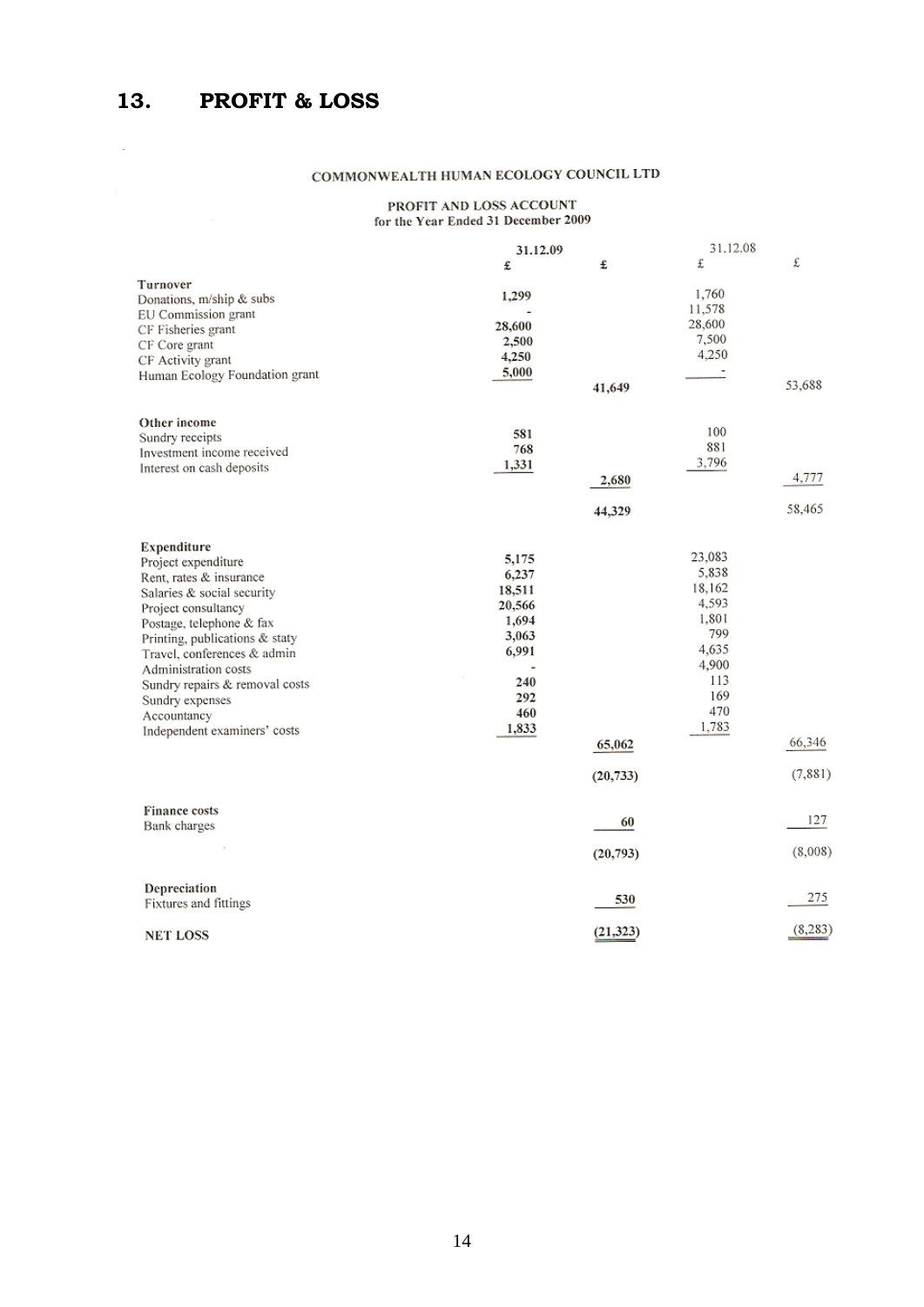## 13. PROFIT & LOSS

**COMMONWEALTH HUMAN ECOLOGY COUNCIL LTD**

**PROFIT AND LOSS ACCOUNT**
**for the Year Ended 31 December 2009**

| | 31.12.09 £ | £ | 31.12.08 £ | £ |
|---|---|---|---|---|
| **Turnover** | | | | |
| Donations, m/ship & subs | 1,299 | | 1,760 | |
| EU Commission grant | - | | 11,578 | |
| CF Fisheries grant | 28,600 | | 28,600 | |
| CF Core grant | 2,500 | | 7,500 | |
| CF Activity grant | 4,250 | | 4,250 | |
| Human Ecology Foundation grant | 5,000 | | - | |
| | | 41,649 | | 53,688 |
| **Other income** | | | | |
| Sundry receipts | 581 | | 100 | |
| Investment income received | 768 | | 881 | |
| Interest on cash deposits | 1,331 | | 3,796 | |
| | | 2,680 | | 4,777 |
| | | 44,329 | | 58,465 |
| **Expenditure** | | | | |
| Project expenditure | 5,175 | | 23,083 | |
| Rent, rates & insurance | 6,237 | | 5,838 | |
| Salaries & social security | 18,511 | | 18,162 | |
| Project consultancy | 20,566 | | 4,593 | |
| Postage, telephone & fax | 1,694 | | 1,801 | |
| Printing, publications & staty | 3,063 | | 799 | |
| Travel, conferences & admin | 6,991 | | 4,635 | |
| Administration costs | - | | 4,900 | |
| Sundry repairs & removal costs | 240 | | 113 | |
| Sundry expenses | 292 | | 169 | |
| Accountancy | 460 | | 470 | |
| Independent examiners' costs | 1,833 | | 1,783 | |
| | | 65,062 | | 66,346 |
| | | (20,733) | | (7,881) |
| **Finance costs** | | | | |
| Bank charges | | 60 | | 127 |
| | | (20,793) | | (8,008) |
| **Depreciation** | | | | |
| Fixtures and fittings | | 530 | | 275 |
| **NET LOSS** | | (21,323) | | (8,283) |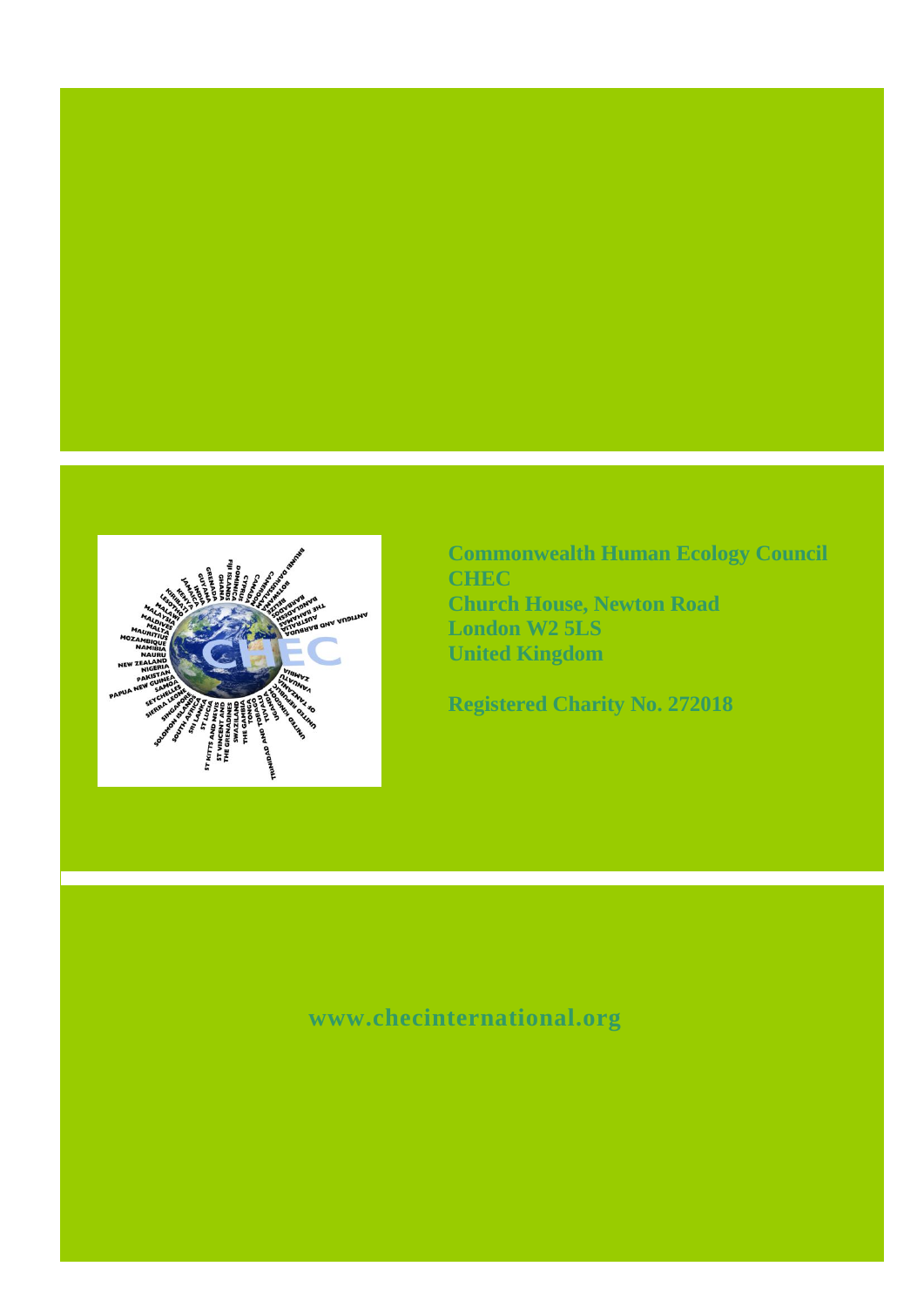**Commonwealth Human Ecology Council**
**CHEC**
**Church House, Newton Road**
**London W2 5LS**
**United Kingdom**

**Registered Charity No. 272018**

**www.checinternational.org**